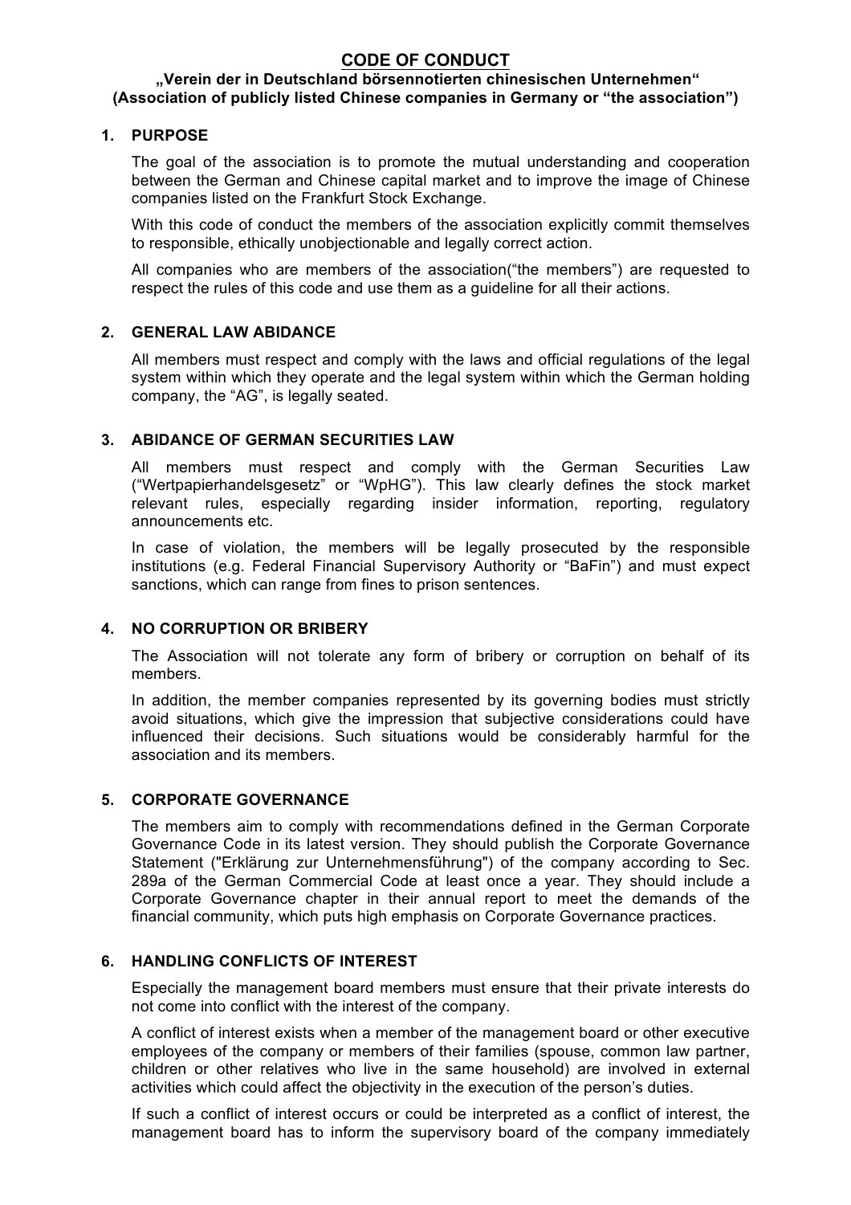# CODE OF CONDUCT

**„Verein der in Deutschland börsennotierten chinesischen Unternehmen"**
**(Association of publicly listed Chinese companies in Germany or "the association")**

## 1. PURPOSE

The goal of the association is to promote the mutual understanding and cooperation between the German and Chinese capital market and to improve the image of Chinese companies listed on the Frankfurt Stock Exchange.

With this code of conduct the members of the association explicitly commit themselves to responsible, ethically unobjectionable and legally correct action.

All companies who are members of the association("the members") are requested to respect the rules of this code and use them as a guideline for all their actions.

## 2. GENERAL LAW ABIDANCE

All members must respect and comply with the laws and official regulations of the legal system within which they operate and the legal system within which the German holding company, the "AG", is legally seated.

## 3. ABIDANCE OF GERMAN SECURITIES LAW

All members must respect and comply with the German Securities Law ("Wertpapierhandelsgesetz" or "WpHG"). This law clearly defines the stock market relevant rules, especially regarding insider information, reporting, regulatory announcements etc.

In case of violation, the members will be legally prosecuted by the responsible institutions (e.g. Federal Financial Supervisory Authority or "BaFin") and must expect sanctions, which can range from fines to prison sentences.

## 4. NO CORRUPTION OR BRIBERY

The Association will not tolerate any form of bribery or corruption on behalf of its members.

In addition, the member companies represented by its governing bodies must strictly avoid situations, which give the impression that subjective considerations could have influenced their decisions. Such situations would be considerably harmful for the association and its members.

## 5. CORPORATE GOVERNANCE

The members aim to comply with recommendations defined in the German Corporate Governance Code in its latest version. They should publish the Corporate Governance Statement ("Erklärung zur Unternehmensführung") of the company according to Sec. 289a of the German Commercial Code at least once a year. They should include a Corporate Governance chapter in their annual report to meet the demands of the financial community, which puts high emphasis on Corporate Governance practices.

## 6. HANDLING CONFLICTS OF INTEREST

Especially the management board members must ensure that their private interests do not come into conflict with the interest of the company.

A conflict of interest exists when a member of the management board or other executive employees of the company or members of their families (spouse, common law partner, children or other relatives who live in the same household) are involved in external activities which could affect the objectivity in the execution of the person's duties.

If such a conflict of interest occurs or could be interpreted as a conflict of interest, the management board has to inform the supervisory board of the company immediately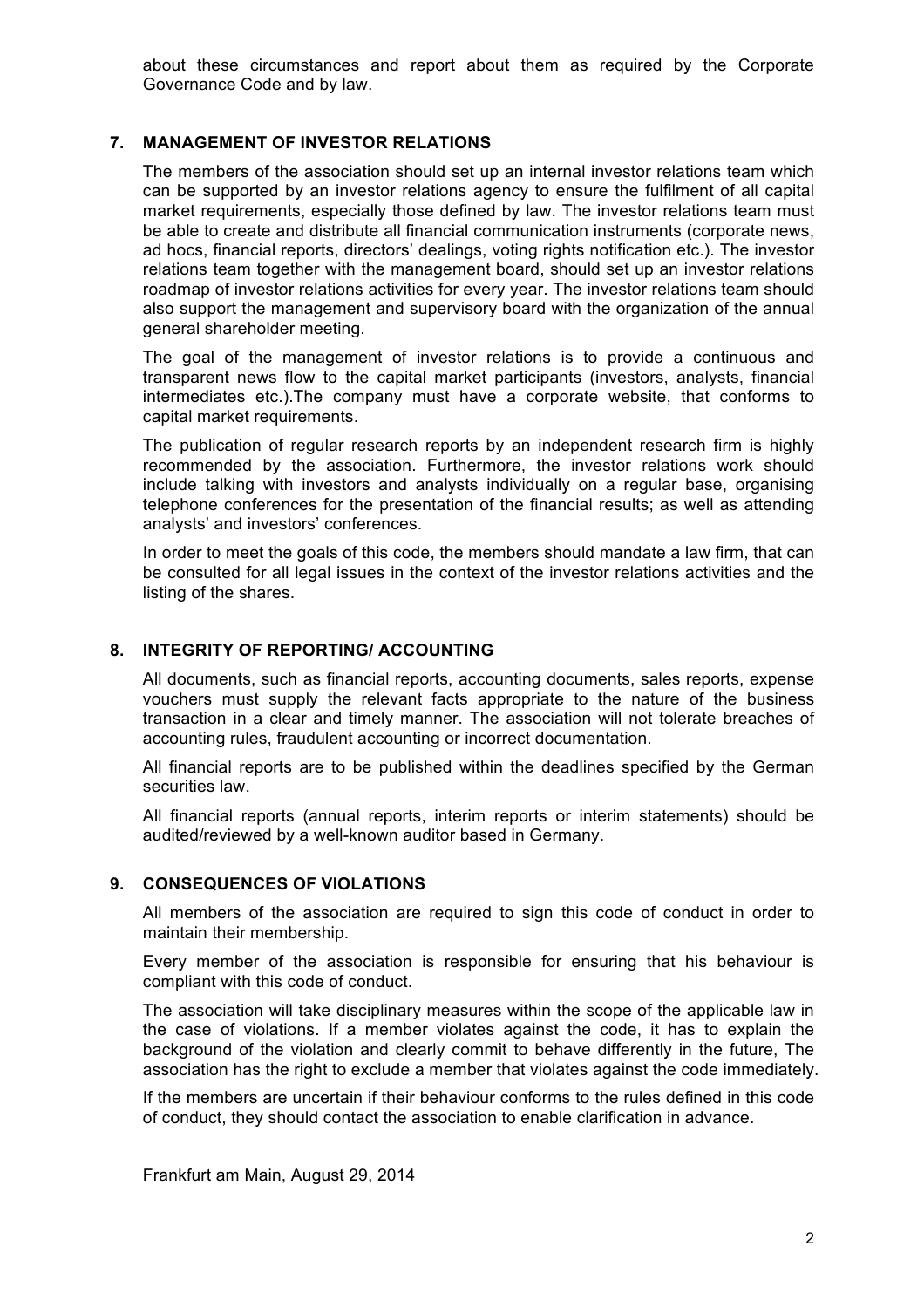about these circumstances and report about them as required by the Corporate Governance Code and by law.

## 7. MANAGEMENT OF INVESTOR RELATIONS

The members of the association should set up an internal investor relations team which can be supported by an investor relations agency to ensure the fulfilment of all capital market requirements, especially those defined by law. The investor relations team must be able to create and distribute all financial communication instruments (corporate news, ad hocs, financial reports, directors' dealings, voting rights notification etc.). The investor relations team together with the management board, should set up an investor relations roadmap of investor relations activities for every year. The investor relations team should also support the management and supervisory board with the organization of the annual general shareholder meeting.

The goal of the management of investor relations is to provide a continuous and transparent news flow to the capital market participants (investors, analysts, financial intermediates etc.).The company must have a corporate website, that conforms to capital market requirements.

The publication of regular research reports by an independent research firm is highly recommended by the association. Furthermore, the investor relations work should include talking with investors and analysts individually on a regular base, organising telephone conferences for the presentation of the financial results; as well as attending analysts' and investors' conferences.

In order to meet the goals of this code, the members should mandate a law firm, that can be consulted for all legal issues in the context of the investor relations activities and the listing of the shares.

## 8. INTEGRITY OF REPORTING/ ACCOUNTING

All documents, such as financial reports, accounting documents, sales reports, expense vouchers must supply the relevant facts appropriate to the nature of the business transaction in a clear and timely manner. The association will not tolerate breaches of accounting rules, fraudulent accounting or incorrect documentation.

All financial reports are to be published within the deadlines specified by the German securities law.

All financial reports (annual reports, interim reports or interim statements) should be audited/reviewed by a well-known auditor based in Germany.

## 9. CONSEQUENCES OF VIOLATIONS

All members of the association are required to sign this code of conduct in order to maintain their membership.

Every member of the association is responsible for ensuring that his behaviour is compliant with this code of conduct.

The association will take disciplinary measures within the scope of the applicable law in the case of violations. If a member violates against the code, it has to explain the background of the violation and clearly commit to behave differently in the future, The association has the right to exclude a member that violates against the code immediately.

If the members are uncertain if their behaviour conforms to the rules defined in this code of conduct, they should contact the association to enable clarification in advance.

Frankfurt am Main, August 29, 2014